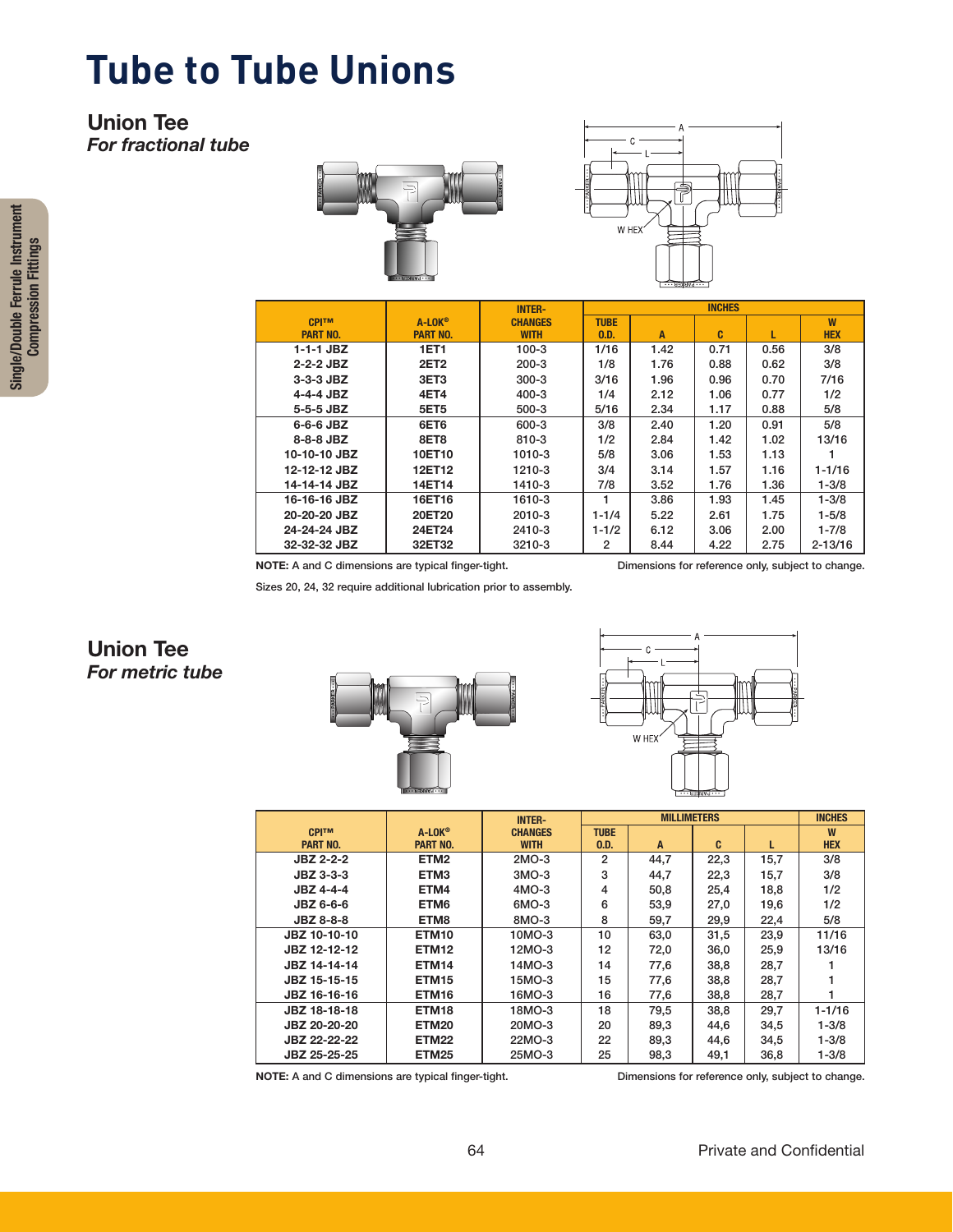# Tube to Tube Unions

## Union Tee

*For fractional tube*

| CPI™ PART NO. | A-LOK® PART NO. | INTER-CHANGES WITH | INCHES | | | | |
|---|---|---|---|---|---|---|---|
| | | | TUBE O.D. | A | C | L | W HEX |
| 1-1-1 JBZ | 1ET1 | 100-3 | 1/16 | 1.42 | 0.71 | 0.56 | 3/8 |
| 2-2-2 JBZ | 2ET2 | 200-3 | 1/8 | 1.76 | 0.88 | 0.62 | 3/8 |
| 3-3-3 JBZ | 3ET3 | 300-3 | 3/16 | 1.96 | 0.96 | 0.70 | 7/16 |
| 4-4-4 JBZ | 4ET4 | 400-3 | 1/4 | 2.12 | 1.06 | 0.77 | 1/2 |
| 5-5-5 JBZ | 5ET5 | 500-3 | 5/16 | 2.34 | 1.17 | 0.88 | 5/8 |
| 6-6-6 JBZ | 6ET6 | 600-3 | 3/8 | 2.40 | 1.20 | 0.91 | 5/8 |
| 8-8-8 JBZ | 8ET8 | 810-3 | 1/2 | 2.84 | 1.42 | 1.02 | 13/16 |
| 10-10-10 JBZ | 10ET10 | 1010-3 | 5/8 | 3.06 | 1.53 | 1.13 | 1 |
| 12-12-12 JBZ | 12ET12 | 1210-3 | 3/4 | 3.14 | 1.57 | 1.16 | 1-1/16 |
| 14-14-14 JBZ | 14ET14 | 1410-3 | 7/8 | 3.52 | 1.76 | 1.36 | 1-3/8 |
| 16-16-16 JBZ | 16ET16 | 1610-3 | 1 | 3.86 | 1.93 | 1.45 | 1-3/8 |
| 20-20-20 JBZ | 20ET20 | 2010-3 | 1-1/4 | 5.22 | 2.61 | 1.75 | 1-5/8 |
| 24-24-24 JBZ | 24ET24 | 2410-3 | 1-1/2 | 6.12 | 3.06 | 2.00 | 1-7/8 |
| 32-32-32 JBZ | 32ET32 | 3210-3 | 2 | 8.44 | 4.22 | 2.75 | 2-13/16 |

**NOTE:** A and C dimensions are typical finger-tight. Dimensions for reference only, subject to change.

Sizes 20, 24, 32 require additional lubrication prior to assembly.

## Union Tee

*For metric tube*

| CPI™ PART NO. | A-LOK® PART NO. | INTER-CHANGES WITH | MILLIMETERS | | | | INCHES |
|---|---|---|---|---|---|---|---|
| | | | TUBE O.D. | A | C | L | W HEX |
| JBZ 2-2-2 | ETM2 | 2MO-3 | 2 | 44,7 | 22,3 | 15,7 | 3/8 |
| JBZ 3-3-3 | ETM3 | 3MO-3 | 3 | 44,7 | 22,3 | 15,7 | 3/8 |
| JBZ 4-4-4 | ETM4 | 4MO-3 | 4 | 50,8 | 25,4 | 18,8 | 1/2 |
| JBZ 6-6-6 | ETM6 | 6MO-3 | 6 | 53,9 | 27,0 | 19,6 | 1/2 |
| JBZ 8-8-8 | ETM8 | 8MO-3 | 8 | 59,7 | 29,9 | 22,4 | 5/8 |
| JBZ 10-10-10 | ETM10 | 10MO-3 | 10 | 63,0 | 31,5 | 23,9 | 11/16 |
| JBZ 12-12-12 | ETM12 | 12MO-3 | 12 | 72,0 | 36,0 | 25,9 | 13/16 |
| JBZ 14-14-14 | ETM14 | 14MO-3 | 14 | 77,6 | 38,8 | 28,7 | 1 |
| JBZ 15-15-15 | ETM15 | 15MO-3 | 15 | 77,6 | 38,8 | 28,7 | 1 |
| JBZ 16-16-16 | ETM16 | 16MO-3 | 16 | 77,6 | 38,8 | 28,7 | 1 |
| JBZ 18-18-18 | ETM18 | 18MO-3 | 18 | 79,5 | 38,8 | 29,7 | 1-1/16 |
| JBZ 20-20-20 | ETM20 | 20MO-3 | 20 | 89,3 | 44,6 | 34,5 | 1-3/8 |
| JBZ 22-22-22 | ETM22 | 22MO-3 | 22 | 89,3 | 44,6 | 34,5 | 1-3/8 |
| JBZ 25-25-25 | ETM25 | 25MO-3 | 25 | 98,3 | 49,1 | 36,8 | 1-3/8 |

**NOTE:** A and C dimensions are typical finger-tight. Dimensions for reference only, subject to change.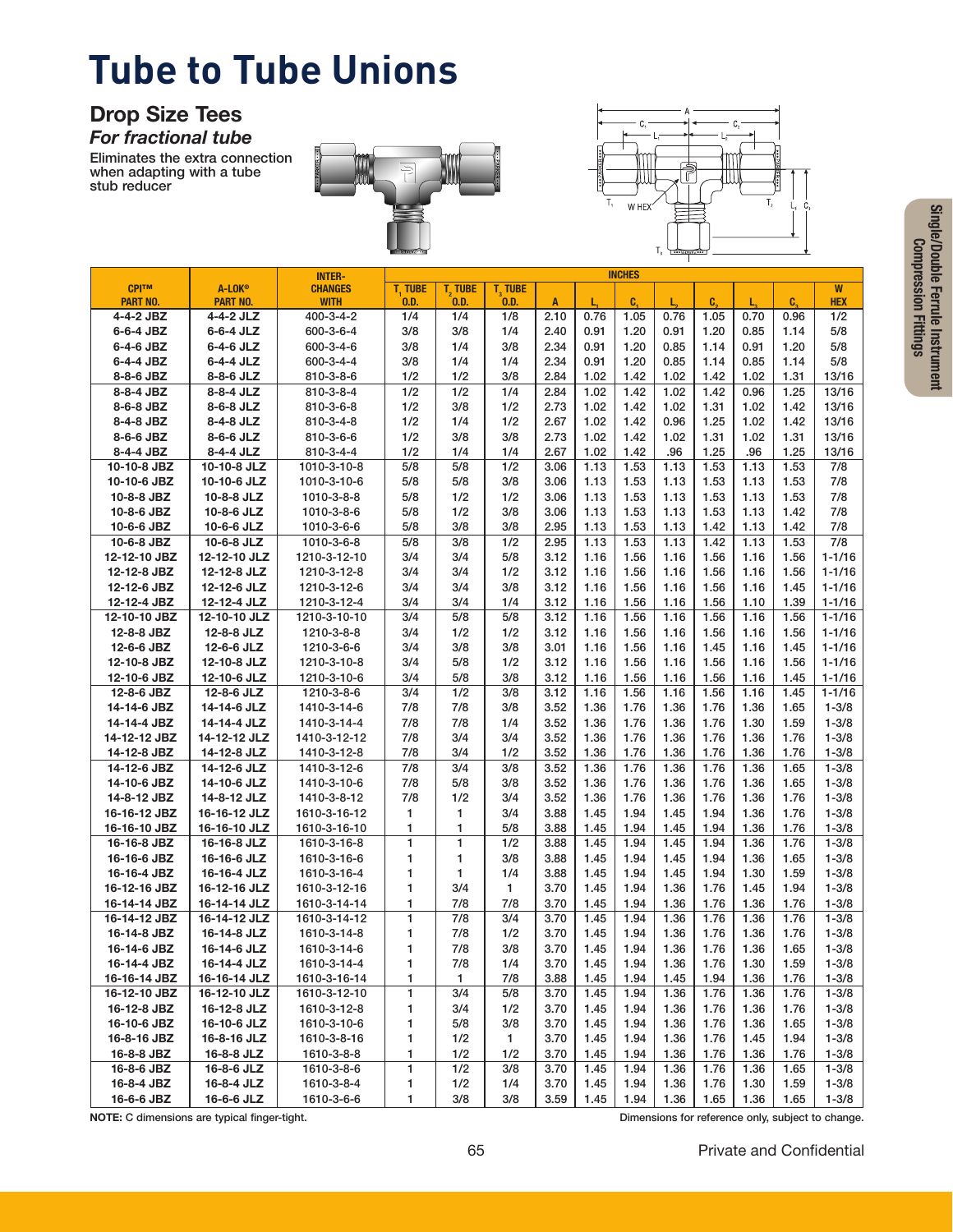# Tube to Tube Unions

## Drop Size Tees

### *For fractional tube*

Eliminates the extra connection when adapting with a tube stub reducer

| CPI™ PART NO. | A-LOK® PART NO. | INTER-CHANGES WITH | $T_1$ TUBE O.D. | $T_2$ TUBE O.D. | $T_3$ TUBE O.D. | A | $L_1$ | $C_1$ | $L_2$ | $C_2$ | $L_3$ | $C_3$ | W HEX |
|---|---|---|---|---|---|---|---|---|---|---|---|---|---|
| | | | INCHES | | | | | | | | | | |
| 4-4-2 JBZ | 4-4-2 JLZ | 400-3-4-2 | 1/4 | 1/4 | 1/8 | 2.10 | 0.76 | 1.05 | 0.76 | 1.05 | 0.70 | 0.96 | 1/2 |
| 6-6-4 JBZ | 6-6-4 JLZ | 600-3-6-4 | 3/8 | 3/8 | 1/4 | 2.40 | 0.91 | 1.20 | 0.91 | 1.20 | 0.85 | 1.14 | 5/8 |
| 6-4-6 JBZ | 6-4-6 JLZ | 600-3-4-6 | 3/8 | 1/4 | 3/8 | 2.34 | 0.91 | 1.20 | 0.85 | 1.14 | 0.91 | 1.20 | 5/8 |
| 6-4-4 JBZ | 6-4-4 JLZ | 600-3-4-4 | 3/8 | 1/4 | 1/4 | 2.34 | 0.91 | 1.20 | 0.85 | 1.14 | 0.85 | 1.14 | 5/8 |
| 8-8-6 JBZ | 8-8-6 JLZ | 810-3-8-6 | 1/2 | 1/2 | 3/8 | 2.84 | 1.02 | 1.42 | 1.02 | 1.42 | 1.02 | 1.31 | 13/16 |
| 8-8-4 JBZ | 8-8-4 JLZ | 810-3-8-4 | 1/2 | 1/2 | 1/4 | 2.84 | 1.02 | 1.42 | 1.02 | 1.42 | 0.96 | 1.25 | 13/16 |
| 8-6-8 JBZ | 8-6-8 JLZ | 810-3-6-8 | 1/2 | 3/8 | 1/2 | 2.73 | 1.02 | 1.42 | 1.02 | 1.31 | 1.02 | 1.42 | 13/16 |
| 8-4-8 JBZ | 8-4-8 JLZ | 810-3-4-8 | 1/2 | 1/4 | 1/2 | 2.67 | 1.02 | 1.42 | 0.96 | 1.25 | 1.02 | 1.42 | 13/16 |
| 8-6-6 JBZ | 8-6-6 JLZ | 810-3-6-6 | 1/2 | 3/8 | 3/8 | 2.73 | 1.02 | 1.42 | 1.02 | 1.31 | 1.02 | 1.31 | 13/16 |
| 8-4-4 JBZ | 8-4-4 JLZ | 810-3-4-4 | 1/2 | 1/4 | 1/4 | 2.67 | 1.02 | 1.42 | .96 | 1.25 | .96 | 1.25 | 13/16 |
| 10-10-8 JBZ | 10-10-8 JLZ | 1010-3-10-8 | 5/8 | 5/8 | 1/2 | 3.06 | 1.13 | 1.53 | 1.13 | 1.53 | 1.13 | 1.53 | 7/8 |
| 10-10-6 JBZ | 10-10-6 JLZ | 1010-3-10-6 | 5/8 | 5/8 | 3/8 | 3.06 | 1.13 | 1.53 | 1.13 | 1.53 | 1.13 | 1.53 | 7/8 |
| 10-8-8 JBZ | 10-8-8 JLZ | 1010-3-8-8 | 5/8 | 1/2 | 1/2 | 3.06 | 1.13 | 1.53 | 1.13 | 1.53 | 1.13 | 1.53 | 7/8 |
| 10-8-6 JBZ | 10-8-6 JLZ | 1010-3-8-6 | 5/8 | 1/2 | 3/8 | 3.06 | 1.13 | 1.53 | 1.13 | 1.53 | 1.13 | 1.42 | 7/8 |
| 10-6-6 JBZ | 10-6-6 JLZ | 1010-3-6-6 | 5/8 | 3/8 | 3/8 | 2.95 | 1.13 | 1.53 | 1.13 | 1.42 | 1.13 | 1.42 | 7/8 |
| 10-6-8 JBZ | 10-6-8 JLZ | 1010-3-6-8 | 5/8 | 3/8 | 1/2 | 2.95 | 1.13 | 1.53 | 1.13 | 1.42 | 1.13 | 1.53 | 7/8 |
| 12-12-10 JBZ | 12-12-10 JLZ | 1210-3-12-10 | 3/4 | 3/4 | 5/8 | 3.12 | 1.16 | 1.56 | 1.16 | 1.56 | 1.16 | 1.56 | 1-1/16 |
| 12-12-8 JBZ | 12-12-8 JLZ | 1210-3-12-8 | 3/4 | 3/4 | 1/2 | 3.12 | 1.16 | 1.56 | 1.16 | 1.56 | 1.16 | 1.56 | 1-1/16 |
| 12-12-6 JBZ | 12-12-6 JLZ | 1210-3-12-6 | 3/4 | 3/4 | 3/8 | 3.12 | 1.16 | 1.56 | 1.16 | 1.56 | 1.16 | 1.45 | 1-1/16 |
| 12-12-4 JBZ | 12-12-4 JLZ | 1210-3-12-4 | 3/4 | 3/4 | 1/4 | 3.12 | 1.16 | 1.56 | 1.16 | 1.56 | 1.10 | 1.39 | 1-1/16 |
| 12-10-10 JBZ | 12-10-10 JLZ | 1210-3-10-10 | 3/4 | 5/8 | 5/8 | 3.12 | 1.16 | 1.56 | 1.16 | 1.56 | 1.16 | 1.56 | 1-1/16 |
| 12-8-8 JBZ | 12-8-8 JLZ | 1210-3-8-8 | 3/4 | 1/2 | 1/2 | 3.12 | 1.16 | 1.56 | 1.16 | 1.56 | 1.16 | 1.56 | 1-1/16 |
| 12-6-6 JBZ | 12-6-6 JLZ | 1210-3-6-6 | 3/4 | 3/8 | 3/8 | 3.01 | 1.16 | 1.56 | 1.16 | 1.45 | 1.16 | 1.45 | 1-1/16 |
| 12-10-8 JBZ | 12-10-8 JLZ | 1210-3-10-8 | 3/4 | 5/8 | 1/2 | 3.12 | 1.16 | 1.56 | 1.16 | 1.56 | 1.16 | 1.56 | 1-1/16 |
| 12-10-6 JBZ | 12-10-6 JLZ | 1210-3-10-6 | 3/4 | 5/8 | 3/8 | 3.12 | 1.16 | 1.56 | 1.16 | 1.56 | 1.16 | 1.45 | 1-1/16 |
| 12-8-6 JBZ | 12-8-6 JLZ | 1210-3-8-6 | 3/4 | 1/2 | 3/8 | 3.12 | 1.16 | 1.56 | 1.16 | 1.56 | 1.16 | 1.45 | 1-1/16 |
| 14-14-6 JBZ | 14-14-6 JLZ | 1410-3-14-6 | 7/8 | 7/8 | 3/8 | 3.52 | 1.36 | 1.76 | 1.36 | 1.76 | 1.36 | 1.65 | 1-3/8 |
| 14-14-4 JBZ | 14-14-4 JLZ | 1410-3-14-4 | 7/8 | 7/8 | 1/4 | 3.52 | 1.36 | 1.76 | 1.36 | 1.76 | 1.30 | 1.59 | 1-3/8 |
| 14-12-12 JBZ | 14-12-12 JLZ | 1410-3-12-12 | 7/8 | 3/4 | 3/4 | 3.52 | 1.36 | 1.76 | 1.36 | 1.76 | 1.36 | 1.76 | 1-3/8 |
| 14-12-8 JBZ | 14-12-8 JLZ | 1410-3-12-8 | 7/8 | 3/4 | 1/2 | 3.52 | 1.36 | 1.76 | 1.36 | 1.76 | 1.36 | 1.76 | 1-3/8 |
| 14-12-6 JBZ | 14-12-6 JLZ | 1410-3-12-6 | 7/8 | 3/4 | 3/8 | 3.52 | 1.36 | 1.76 | 1.36 | 1.76 | 1.36 | 1.65 | 1-3/8 |
| 14-10-6 JBZ | 14-10-6 JLZ | 1410-3-10-6 | 7/8 | 5/8 | 3/8 | 3.52 | 1.36 | 1.76 | 1.36 | 1.76 | 1.36 | 1.65 | 1-3/8 |
| 14-8-12 JBZ | 14-8-12 JLZ | 1410-3-8-12 | 7/8 | 1/2 | 3/4 | 3.52 | 1.36 | 1.76 | 1.36 | 1.76 | 1.36 | 1.76 | 1-3/8 |
| 16-16-12 JBZ | 16-16-12 JLZ | 1610-3-16-12 | 1 | 1 | 3/4 | 3.88 | 1.45 | 1.94 | 1.45 | 1.94 | 1.36 | 1.76 | 1-3/8 |
| 16-16-10 JBZ | 16-16-10 JLZ | 1610-3-16-10 | 1 | 1 | 5/8 | 3.88 | 1.45 | 1.94 | 1.45 | 1.94 | 1.36 | 1.76 | 1-3/8 |
| 16-16-8 JBZ | 16-16-8 JLZ | 1610-3-16-8 | 1 | 1 | 1/2 | 3.88 | 1.45 | 1.94 | 1.45 | 1.94 | 1.36 | 1.76 | 1-3/8 |
| 16-16-6 JBZ | 16-16-6 JLZ | 1610-3-16-6 | 1 | 1 | 3/8 | 3.88 | 1.45 | 1.94 | 1.45 | 1.94 | 1.36 | 1.65 | 1-3/8 |
| 16-16-4 JBZ | 16-16-4 JLZ | 1610-3-16-4 | 1 | 1 | 1/4 | 3.88 | 1.45 | 1.94 | 1.45 | 1.94 | 1.30 | 1.59 | 1-3/8 |
| 16-12-16 JBZ | 16-12-16 JLZ | 1610-3-12-16 | 1 | 3/4 | 1 | 3.70 | 1.45 | 1.94 | 1.36 | 1.76 | 1.45 | 1.94 | 1-3/8 |
| 16-14-14 JBZ | 16-14-14 JLZ | 1610-3-14-14 | 1 | 7/8 | 7/8 | 3.70 | 1.45 | 1.94 | 1.36 | 1.76 | 1.36 | 1.76 | 1-3/8 |
| 16-14-12 JBZ | 16-14-12 JLZ | 1610-3-14-12 | 1 | 7/8 | 3/4 | 3.70 | 1.45 | 1.94 | 1.36 | 1.76 | 1.36 | 1.76 | 1-3/8 |
| 16-14-8 JBZ | 16-14-8 JLZ | 1610-3-14-8 | 1 | 7/8 | 1/2 | 3.70 | 1.45 | 1.94 | 1.36 | 1.76 | 1.36 | 1.76 | 1-3/8 |
| 16-14-6 JBZ | 16-14-6 JLZ | 1610-3-14-6 | 1 | 7/8 | 3/8 | 3.70 | 1.45 | 1.94 | 1.36 | 1.76 | 1.36 | 1.65 | 1-3/8 |
| 16-14-4 JBZ | 16-14-4 JLZ | 1610-3-14-4 | 1 | 7/8 | 1/4 | 3.70 | 1.45 | 1.94 | 1.36 | 1.76 | 1.30 | 1.59 | 1-3/8 |
| 16-16-14 JBZ | 16-16-14 JLZ | 1610-3-16-14 | 1 | 1 | 7/8 | 3.88 | 1.45 | 1.94 | 1.45 | 1.94 | 1.36 | 1.76 | 1-3/8 |
| 16-12-10 JBZ | 16-12-10 JLZ | 1610-3-12-10 | 1 | 3/4 | 5/8 | 3.70 | 1.45 | 1.94 | 1.36 | 1.76 | 1.36 | 1.76 | 1-3/8 |
| 16-12-8 JBZ | 16-12-8 JLZ | 1610-3-12-8 | 1 | 3/4 | 1/2 | 3.70 | 1.45 | 1.94 | 1.36 | 1.76 | 1.36 | 1.76 | 1-3/8 |
| 16-10-6 JBZ | 16-10-6 JLZ | 1610-3-10-6 | 1 | 5/8 | 3/8 | 3.70 | 1.45 | 1.94 | 1.36 | 1.76 | 1.36 | 1.65 | 1-3/8 |
| 16-8-16 JBZ | 16-8-16 JLZ | 1610-3-8-16 | 1 | 1/2 | 1 | 3.70 | 1.45 | 1.94 | 1.36 | 1.76 | 1.45 | 1.94 | 1-3/8 |
| 16-8-8 JBZ | 16-8-8 JLZ | 1610-3-8-8 | 1 | 1/2 | 1/2 | 3.70 | 1.45 | 1.94 | 1.36 | 1.76 | 1.36 | 1.76 | 1-3/8 |
| 16-8-6 JBZ | 16-8-6 JLZ | 1610-3-8-6 | 1 | 1/2 | 3/8 | 3.70 | 1.45 | 1.94 | 1.36 | 1.76 | 1.36 | 1.65 | 1-3/8 |
| 16-8-4 JBZ | 16-8-4 JLZ | 1610-3-8-4 | 1 | 1/2 | 1/4 | 3.70 | 1.45 | 1.94 | 1.36 | 1.76 | 1.30 | 1.59 | 1-3/8 |
| 16-6-6 JBZ | 16-6-6 JLZ | 1610-3-6-6 | 1 | 3/8 | 3/8 | 3.59 | 1.45 | 1.94 | 1.36 | 1.65 | 1.36 | 1.65 | 1-3/8 |

**NOTE:** C dimensions are typical finger-tight.

Dimensions for reference only, subject to change.

Private and Confidential